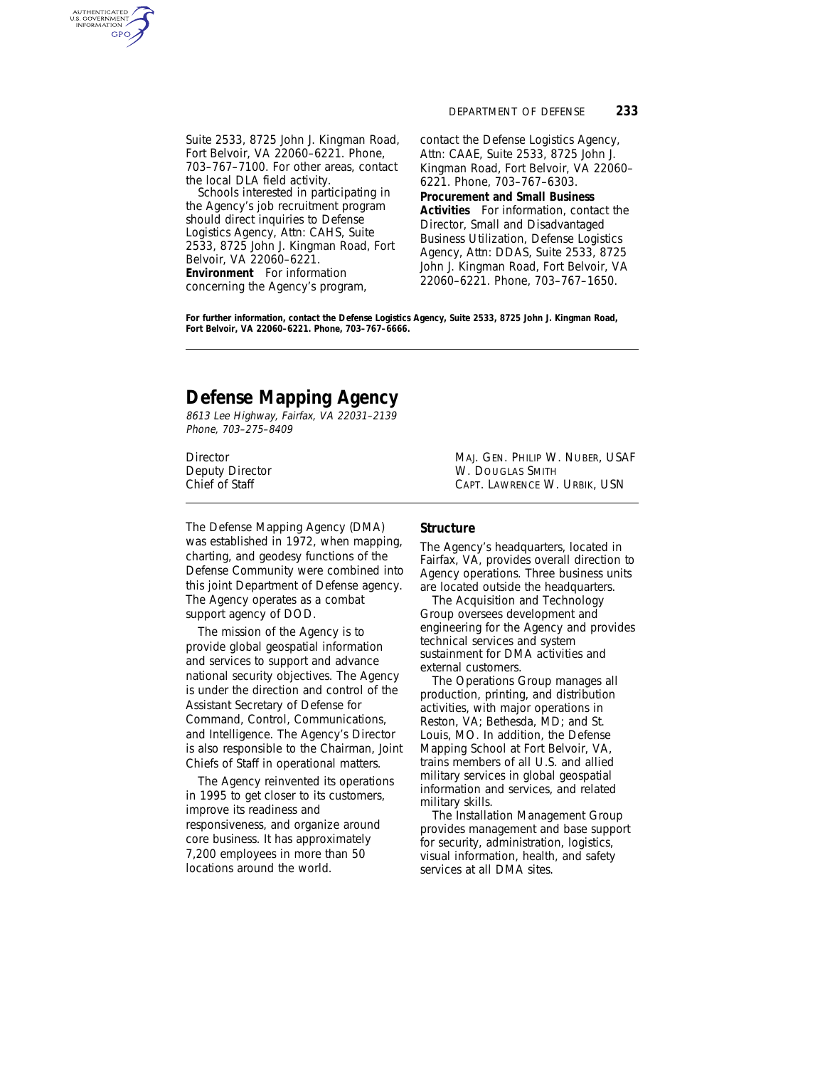Suite 2533, 8725 John J. Kingman Road, Fort Belvoir, VA 22060–6221. Phone, 703–767–7100. For other areas, contact the local DLA field activity.

Schools interested in participating in the Agency's job recruitment program should direct inquiries to Defense Logistics Agency, Attn: CAHS, Suite 2533, 8725 John J. Kingman Road, Fort Belvoir, VA 22060–6221.

**Environment** For information concerning the Agency's program, contact the Defense Logistics Agency, Attn: CAAE, Suite 2533, 8725 John J. Kingman Road, Fort Belvoir, VA 22060–6221. Phone, 703–767–6303.

**Procurement and Small Business Activities** For information, contact the Director, Small and Disadvantaged Business Utilization, Defense Logistics Agency, Attn: DDAS, Suite 2533, 8725 John J. Kingman Road, Fort Belvoir, VA 22060–6221. Phone, 703–767–1650.

**For further information, contact the Defense Logistics Agency, Suite 2533, 8725 John J. Kingman Road, Fort Belvoir, VA 22060–6221. Phone, 703–767–6666.**

---

# Defense Mapping Agency

*8613 Lee Highway, Fairfax, VA 22031–2139*
*Phone, 703–275–8409*

| | |
|---|---|
| Director | MAJ. GEN. PHILIP W. NUBER, USAF |
| Deputy Director | W. DOUGLAS SMITH |
| Chief of Staff | CAPT. LAWRENCE W. URBIK, USN |

---

The Defense Mapping Agency (DMA) was established in 1972, when mapping, charting, and geodesy functions of the Defense Community were combined into this joint Department of Defense agency. The Agency operates as a combat support agency of DOD.

The mission of the Agency is to provide global geospatial information and services to support and advance national security objectives. The Agency is under the direction and control of the Assistant Secretary of Defense for Command, Control, Communications, and Intelligence. The Agency's Director is also responsible to the Chairman, Joint Chiefs of Staff in operational matters.

The Agency reinvented its operations in 1995 to get closer to its customers, improve its readiness and responsiveness, and organize around core business. It has approximately 7,200 employees in more than 50 locations around the world.

## Structure

The Agency's headquarters, located in Fairfax, VA, provides overall direction to Agency operations. Three business units are located outside the headquarters.

The Acquisition and Technology Group oversees development and engineering for the Agency and provides technical services and system sustainment for DMA activities and external customers.

The Operations Group manages all production, printing, and distribution activities, with major operations in Reston, VA; Bethesda, MD; and St. Louis, MO. In addition, the Defense Mapping School at Fort Belvoir, VA, trains members of all U.S. and allied military services in global geospatial information and services, and related military skills.

The Installation Management Group provides management and base support for security, administration, logistics, visual information, health, and safety services at all DMA sites.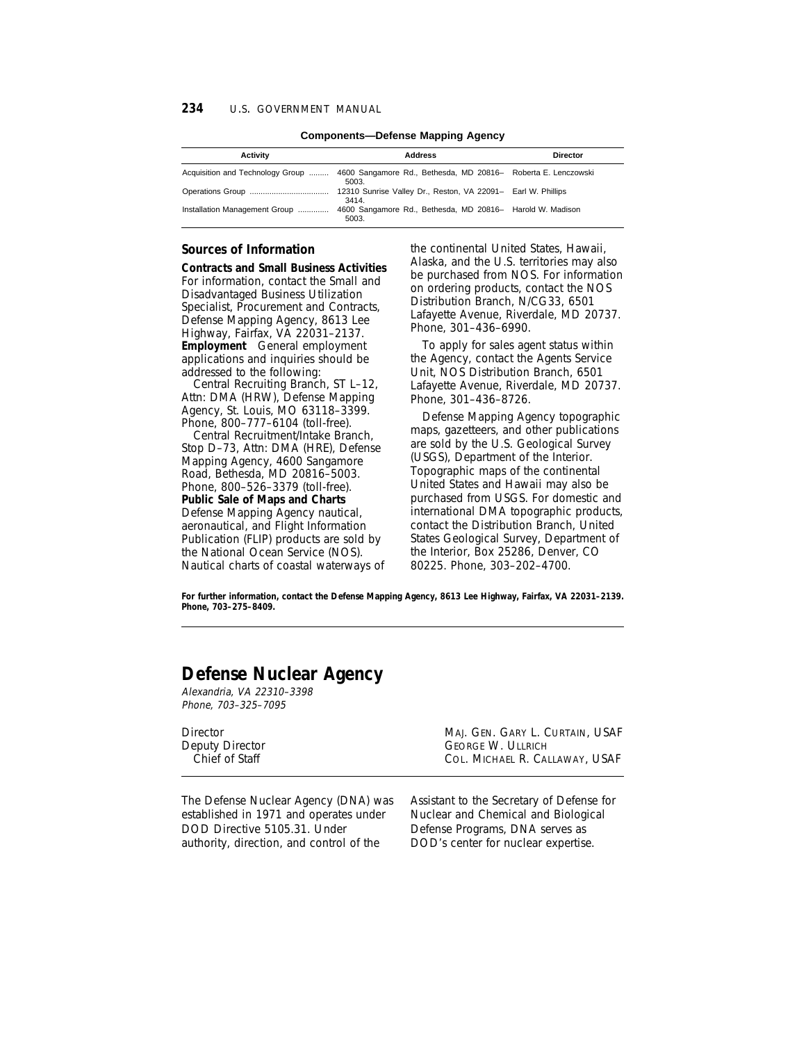**Components—Defense Mapping Agency**

| Activity | Address | Director |
|---|---|---|
| Acquisition and Technology Group | 4600 Sangamore Rd., Bethesda, MD 20816–5003. | Roberta E. Lenczowski |
| Operations Group | 12310 Sunrise Valley Dr., Reston, VA 22091–3414. | Earl W. Phillips |
| Installation Management Group | 4600 Sangamore Rd., Bethesda, MD 20816–5003. | Harold W. Madison |

## Sources of Information

**Contracts and Small Business Activities** For information, contact the Small and Disadvantaged Business Utilization Specialist, Procurement and Contracts, Defense Mapping Agency, 8613 Lee Highway, Fairfax, VA 22031–2137.

**Employment** General employment applications and inquiries should be addressed to the following:

Central Recruiting Branch, ST L–12, Attn: DMA (HRW), Defense Mapping Agency, St. Louis, MO 63118–3399. Phone, 800–777–6104 (toll-free).

Central Recruitment/Intake Branch, Stop D–73, Attn: DMA (HRE), Defense Mapping Agency, 4600 Sangamore Road, Bethesda, MD 20816–5003. Phone, 800–526–3379 (toll-free).

**Public Sale of Maps and Charts** Defense Mapping Agency nautical, aeronautical, and Flight Information Publication (FLIP) products are sold by the National Ocean Service (NOS). Nautical charts of coastal waterways of the continental United States, Hawaii, Alaska, and the U.S. territories may also be purchased from NOS. For information on ordering products, contact the NOS Distribution Branch, N/CG33, 6501 Lafayette Avenue, Riverdale, MD 20737. Phone, 301–436–6990.

To apply for sales agent status within the Agency, contact the Agents Service Unit, NOS Distribution Branch, 6501 Lafayette Avenue, Riverdale, MD 20737. Phone, 301–436–8726.

Defense Mapping Agency topographic maps, gazetteers, and other publications are sold by the U.S. Geological Survey (USGS), Department of the Interior. Topographic maps of the continental United States and Hawaii may also be purchased from USGS. For domestic and international DMA topographic products, contact the Distribution Branch, United States Geological Survey, Department of the Interior, Box 25286, Denver, CO 80225. Phone, 303–202–4700.

**For further information, contact the Defense Mapping Agency, 8613 Lee Highway, Fairfax, VA 22031–2139. Phone, 703–275–8409.**

# Defense Nuclear Agency

*Alexandria, VA 22310–3398*
*Phone, 703–325–7095*

| | |
|---|---|
| Director | MAJ. GEN. GARY L. CURTAIN, USAF |
| Deputy Director | GEORGE W. ULLRICH |
| Chief of Staff | COL. MICHAEL R. CALLAWAY, USAF |

The Defense Nuclear Agency (DNA) was established in 1971 and operates under DOD Directive 5105.31. Under authority, direction, and control of the Assistant to the Secretary of Defense for Nuclear and Chemical and Biological Defense Programs, DNA serves as DOD's center for nuclear expertise.